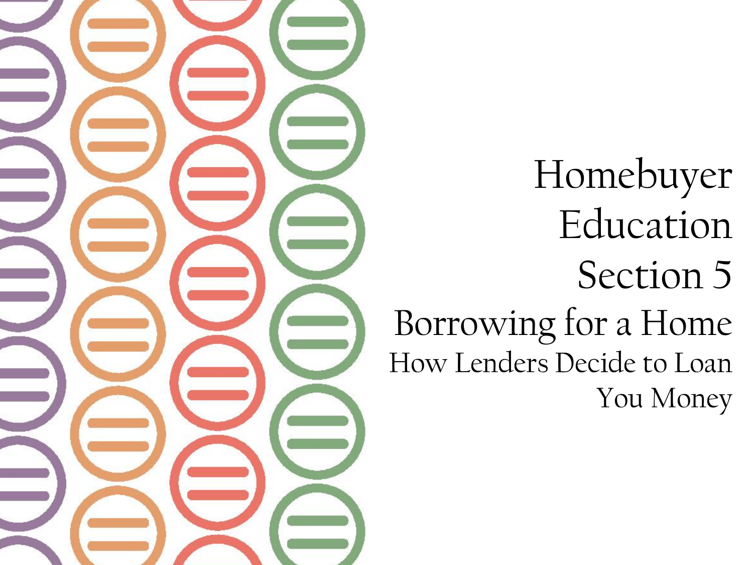# Homebuyer Education Section 5

## Borrowing for a Home

### How Lenders Decide to Loan You Money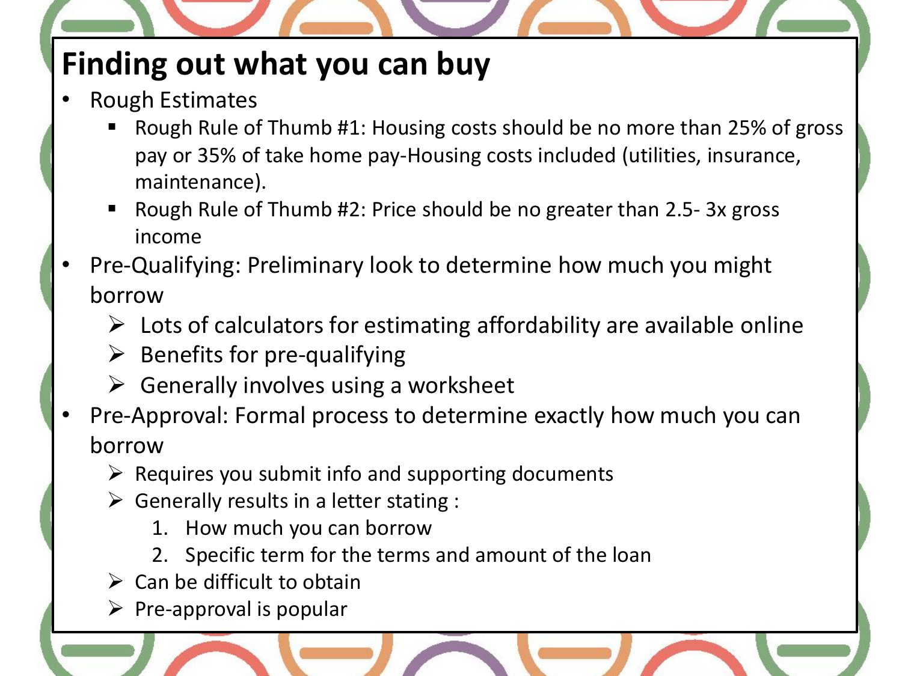# Finding out what you can buy

- Rough Estimates
  - Rough Rule of Thumb #1: Housing costs should be no more than 25% of gross pay or 35% of take home pay-Housing costs included (utilities, insurance, maintenance).
  - Rough Rule of Thumb #2: Price should be no greater than 2.5- 3x gross income
- Pre-Qualifying: Preliminary look to determine how much you might borrow
  - Lots of calculators for estimating affordability are available online
  - Benefits for pre-qualifying
  - Generally involves using a worksheet
- Pre-Approval: Formal process to determine exactly how much you can borrow
  - Requires you submit info and supporting documents
  - Generally results in a letter stating :
    1. How much you can borrow
    2. Specific term for the terms and amount of the loan
  - Can be difficult to obtain
  - Pre-approval is popular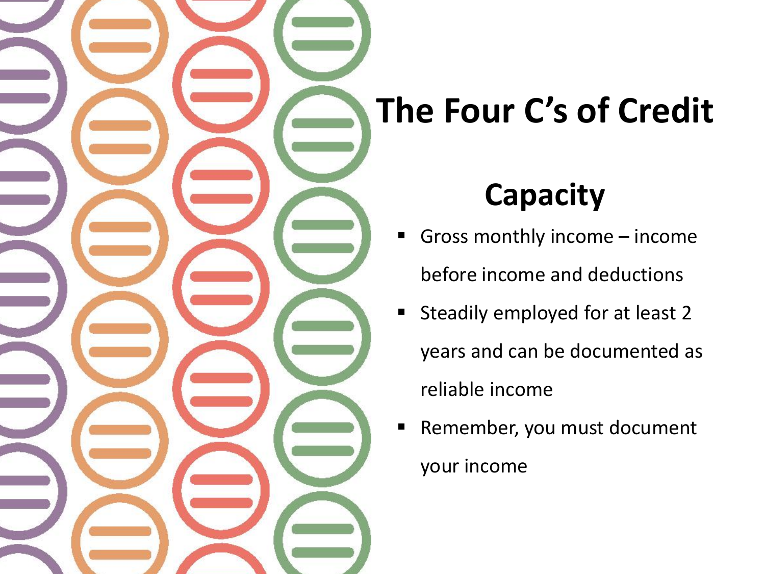# The Four C's of Credit

## Capacity

- Gross monthly income – income before income and deductions
- Steadily employed for at least 2 years and can be documented as reliable income
- Remember, you must document your income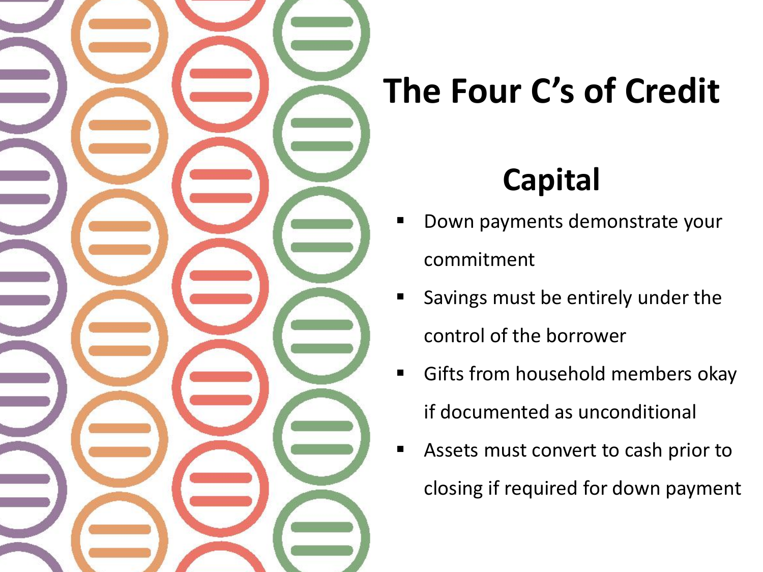# The Four C's of Credit

## Capital

- Down payments demonstrate your commitment
- Savings must be entirely under the control of the borrower
- Gifts from household members okay if documented as unconditional
- Assets must convert to cash prior to closing if required for down payment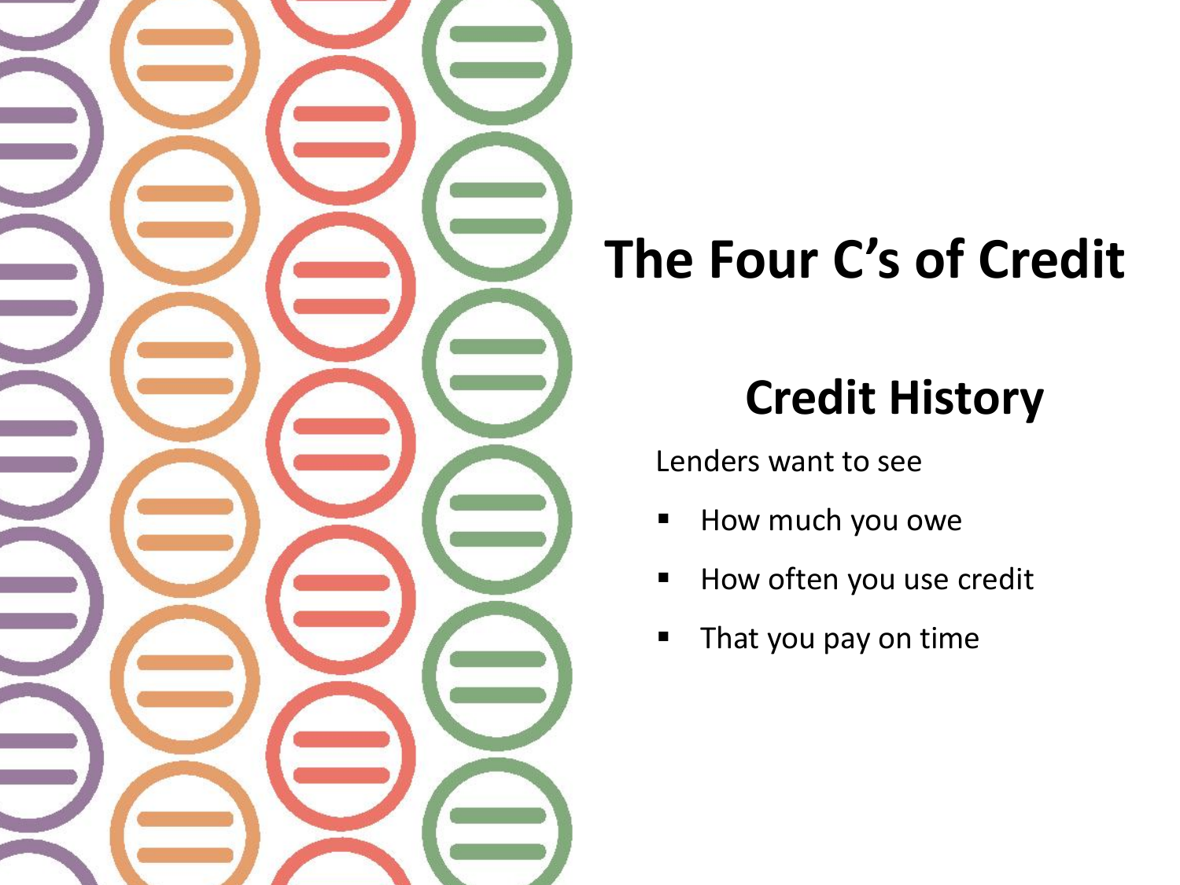# The Four C's of Credit

## Credit History

Lenders want to see

- How much you owe
- How often you use credit
- That you pay on time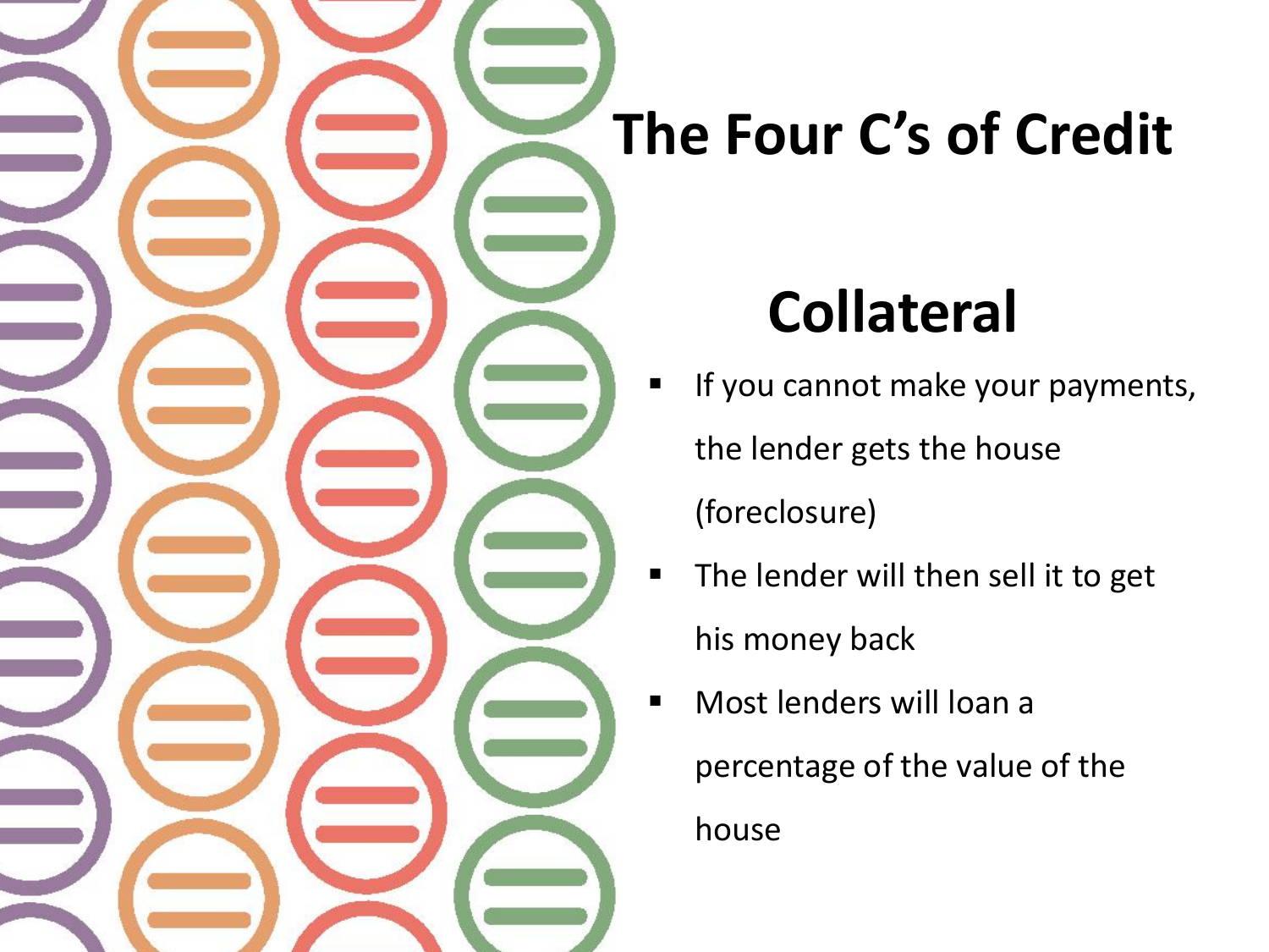# The Four C's of Credit

## Collateral

- If you cannot make your payments, the lender gets the house (foreclosure)
- The lender will then sell it to get his money back
- Most lenders will loan a percentage of the value of the house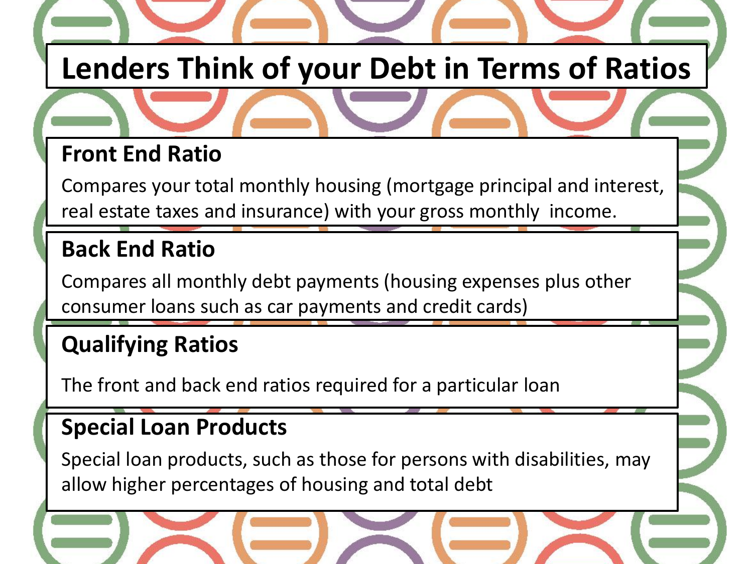# Lenders Think of your Debt in Terms of Ratios

## Front End Ratio

Compares your total monthly housing (mortgage principal and interest, real estate taxes and insurance) with your gross monthly income.

## Back End Ratio

Compares all monthly debt payments (housing expenses plus other consumer loans such as car payments and credit cards)

## Qualifying Ratios

The front and back end ratios required for a particular loan

## Special Loan Products

Special loan products, such as those for persons with disabilities, may allow higher percentages of housing and total debt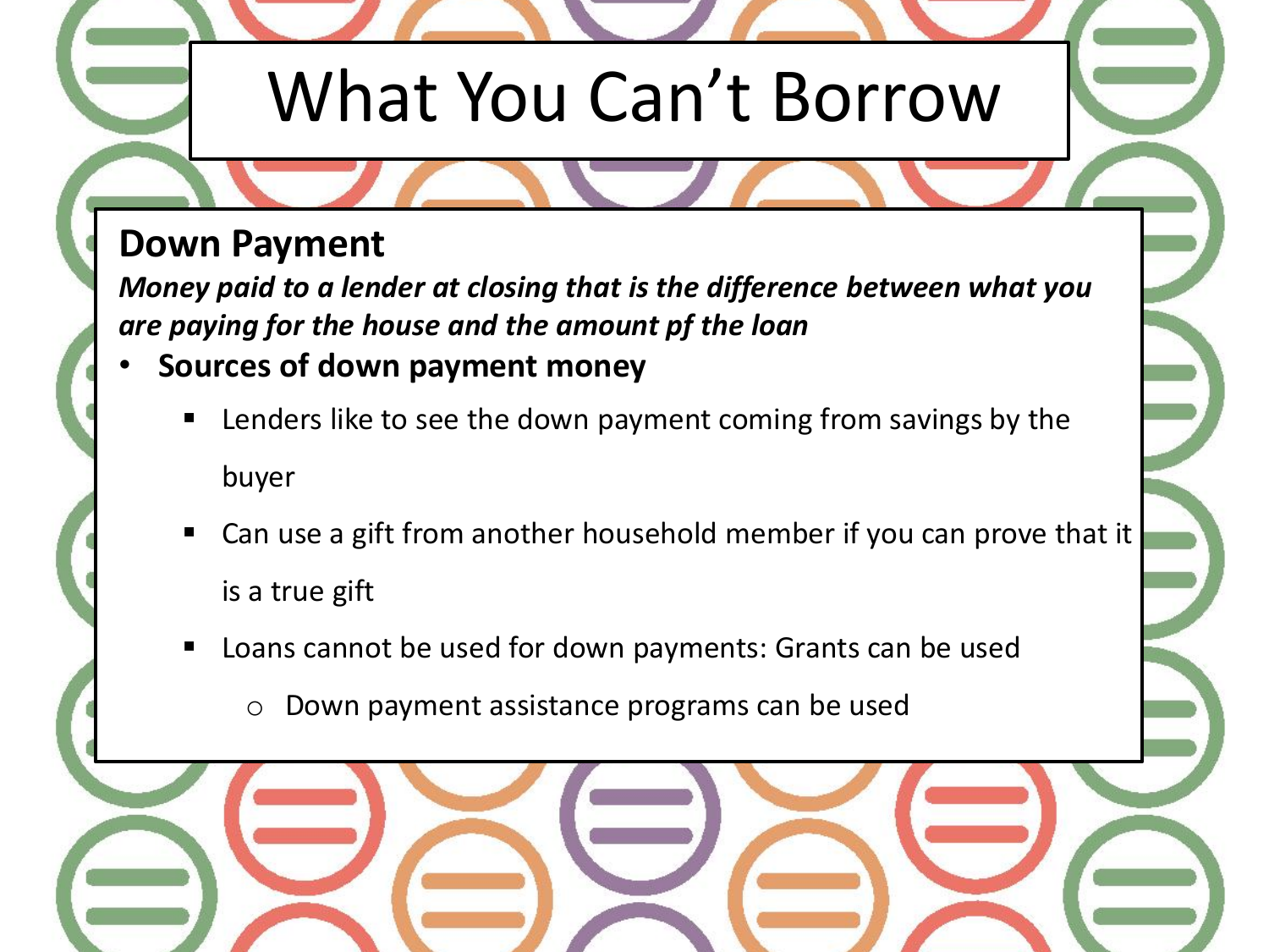# What You Can't Borrow

**Down Payment**

***Money paid to a lender at closing that is the difference between what you are paying for the house and the amount pf the loan***

- **Sources of down payment money**
  - Lenders like to see the down payment coming from savings by the buyer
  - Can use a gift from another household member if you can prove that it is a true gift
  - Loans cannot be used for down payments: Grants can be used
    - Down payment assistance programs can be used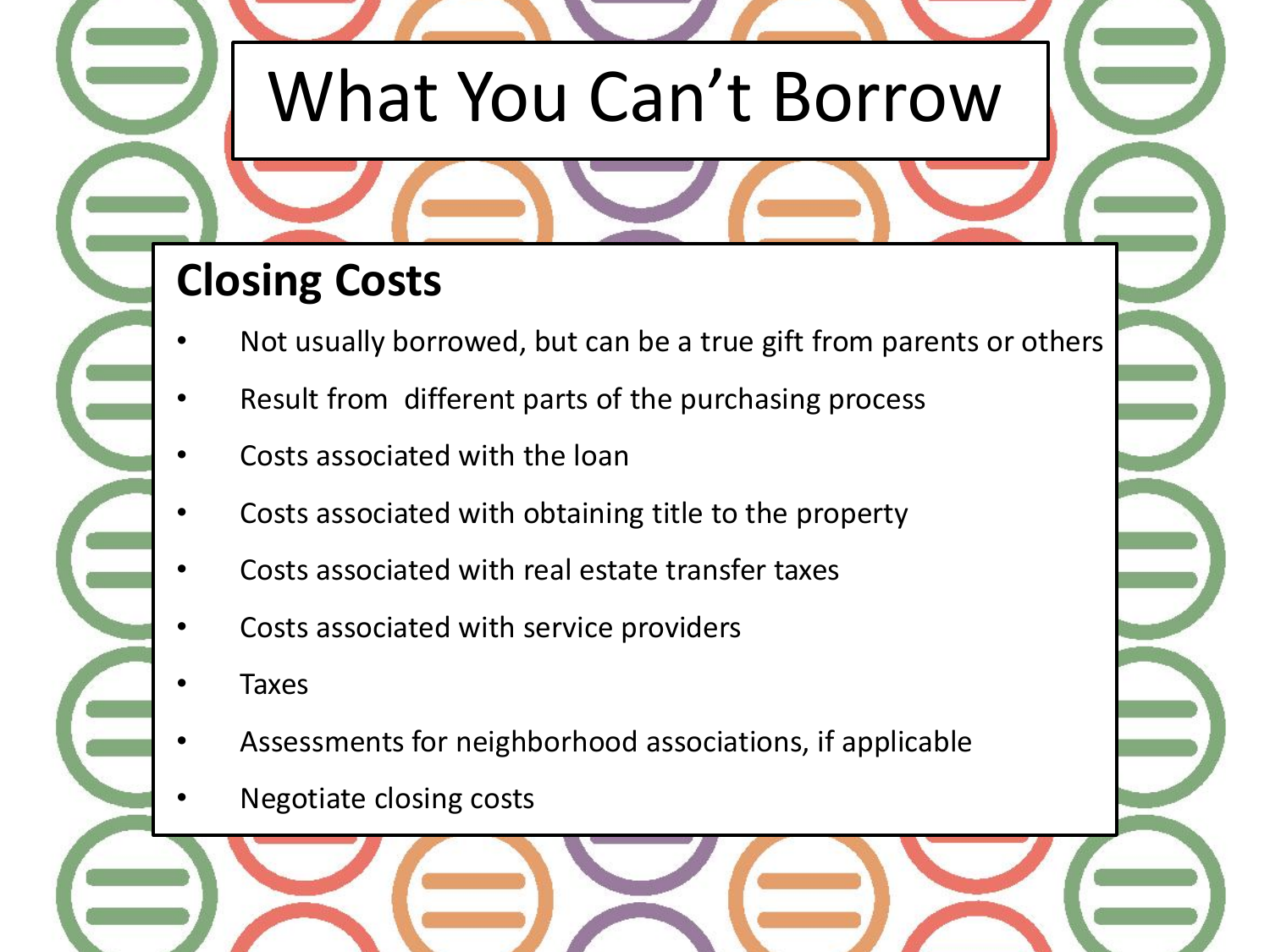# What You Can't Borrow

## Closing Costs

- Not usually borrowed, but can be a true gift from parents or others
- Result from different parts of the purchasing process
- Costs associated with the loan
- Costs associated with obtaining title to the property
- Costs associated with real estate transfer taxes
- Costs associated with service providers
- Taxes
- Assessments for neighborhood associations, if applicable
- Negotiate closing costs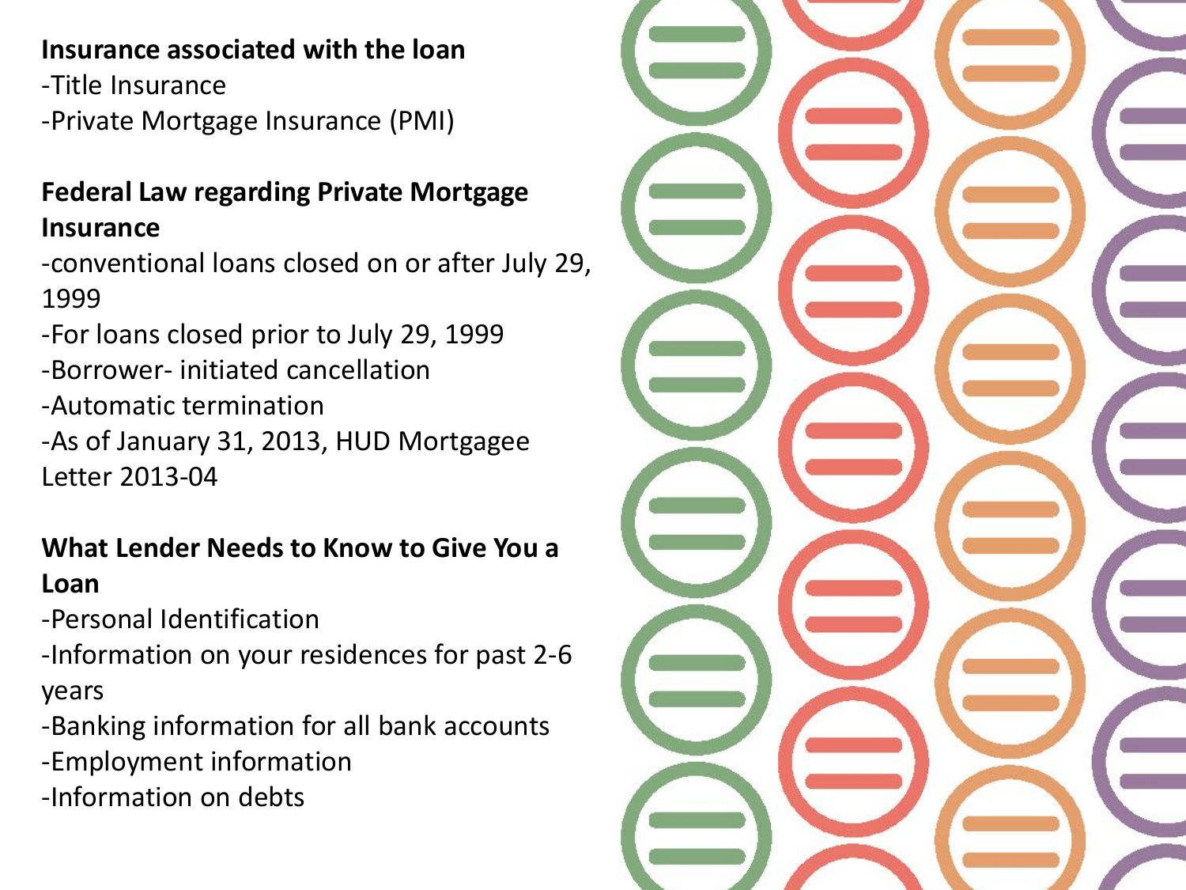**Insurance associated with the loan**

-Title Insurance

-Private Mortgage Insurance (PMI)

**Federal Law regarding Private Mortgage Insurance**

-conventional loans closed on or after July 29, 1999

-For loans closed prior to July 29, 1999

-Borrower- initiated cancellation

-Automatic termination

-As of January 31, 2013, HUD Mortgagee Letter 2013-04

**What Lender Needs to Know to Give You a Loan**

-Personal Identification

-Information on your residences for past 2-6 years

-Banking information for all bank accounts

-Employment information

-Information on debts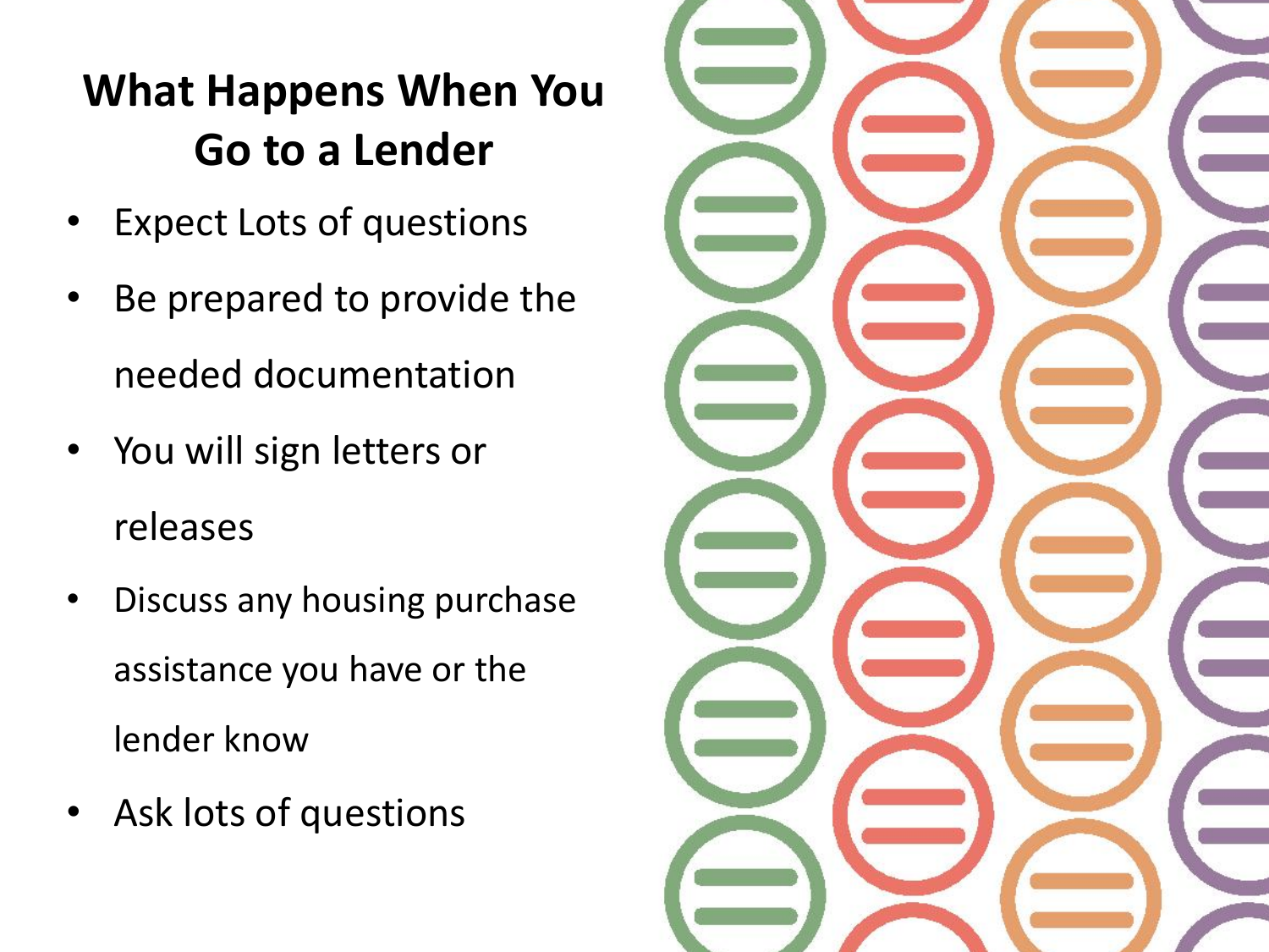# What Happens When You Go to a Lender

- Expect Lots of questions
- Be prepared to provide the needed documentation
- You will sign letters or releases
- Discuss any housing purchase assistance you have or the lender know
- Ask lots of questions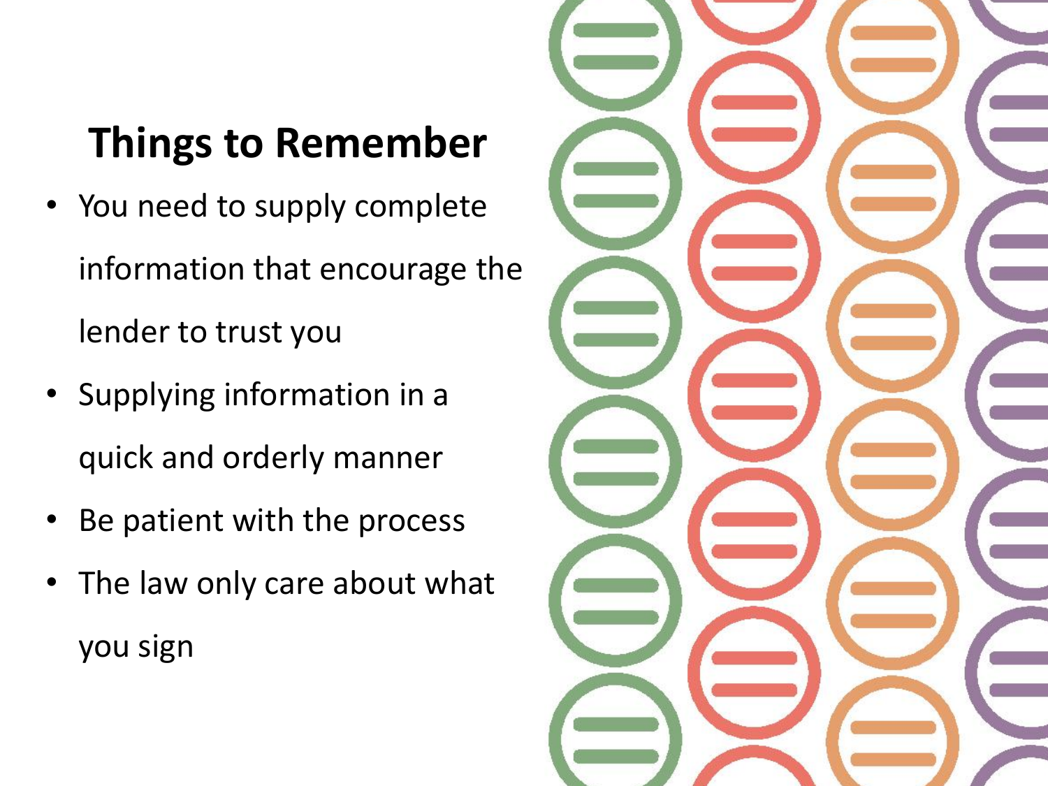# Things to Remember

- You need to supply complete information that encourage the lender to trust you
- Supplying information in a quick and orderly manner
- Be patient with the process
- The law only care about what you sign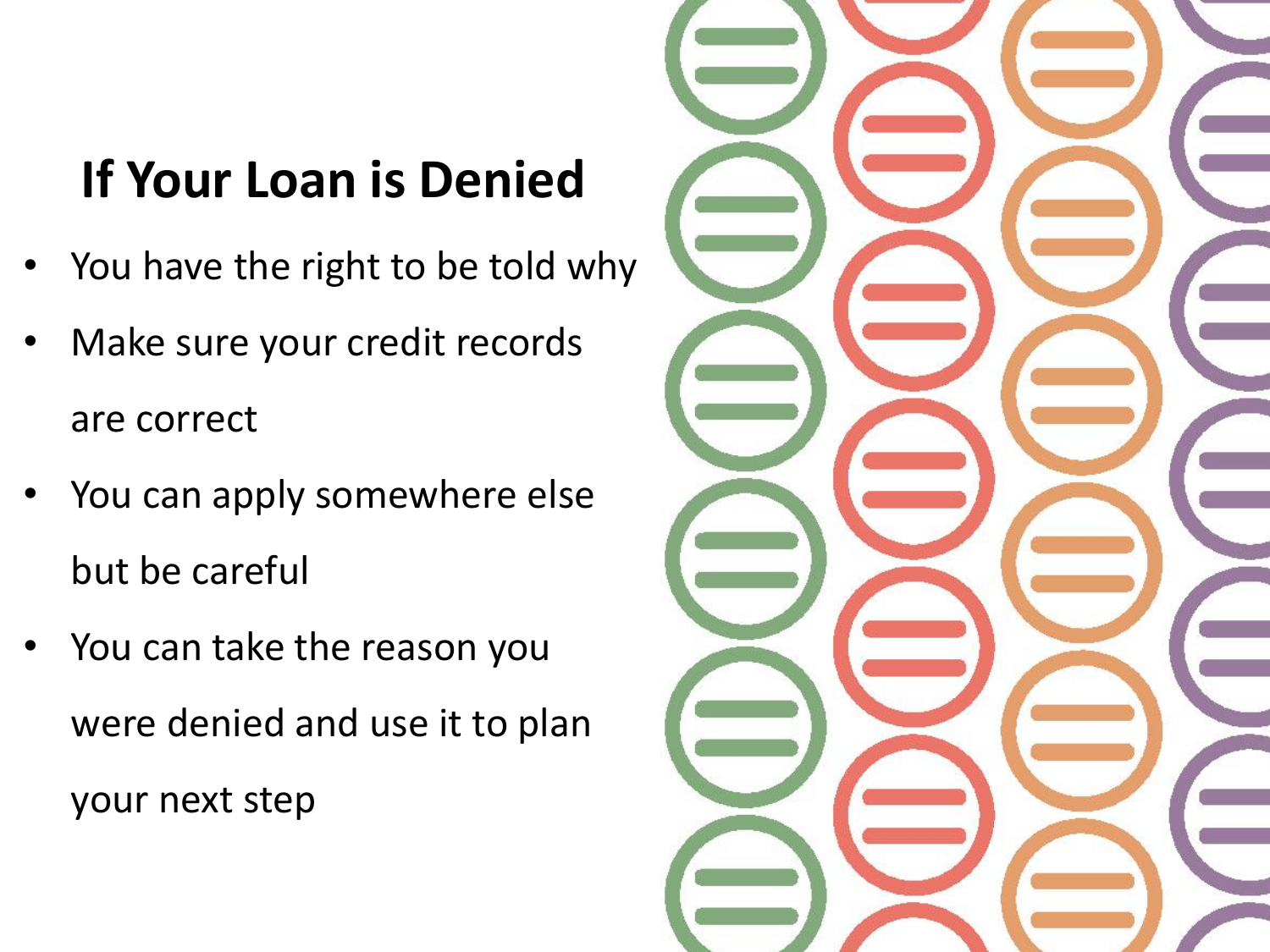# If Your Loan is Denied

- You have the right to be told why
- Make sure your credit records are correct
- You can apply somewhere else but be careful
- You can take the reason you were denied and use it to plan your next step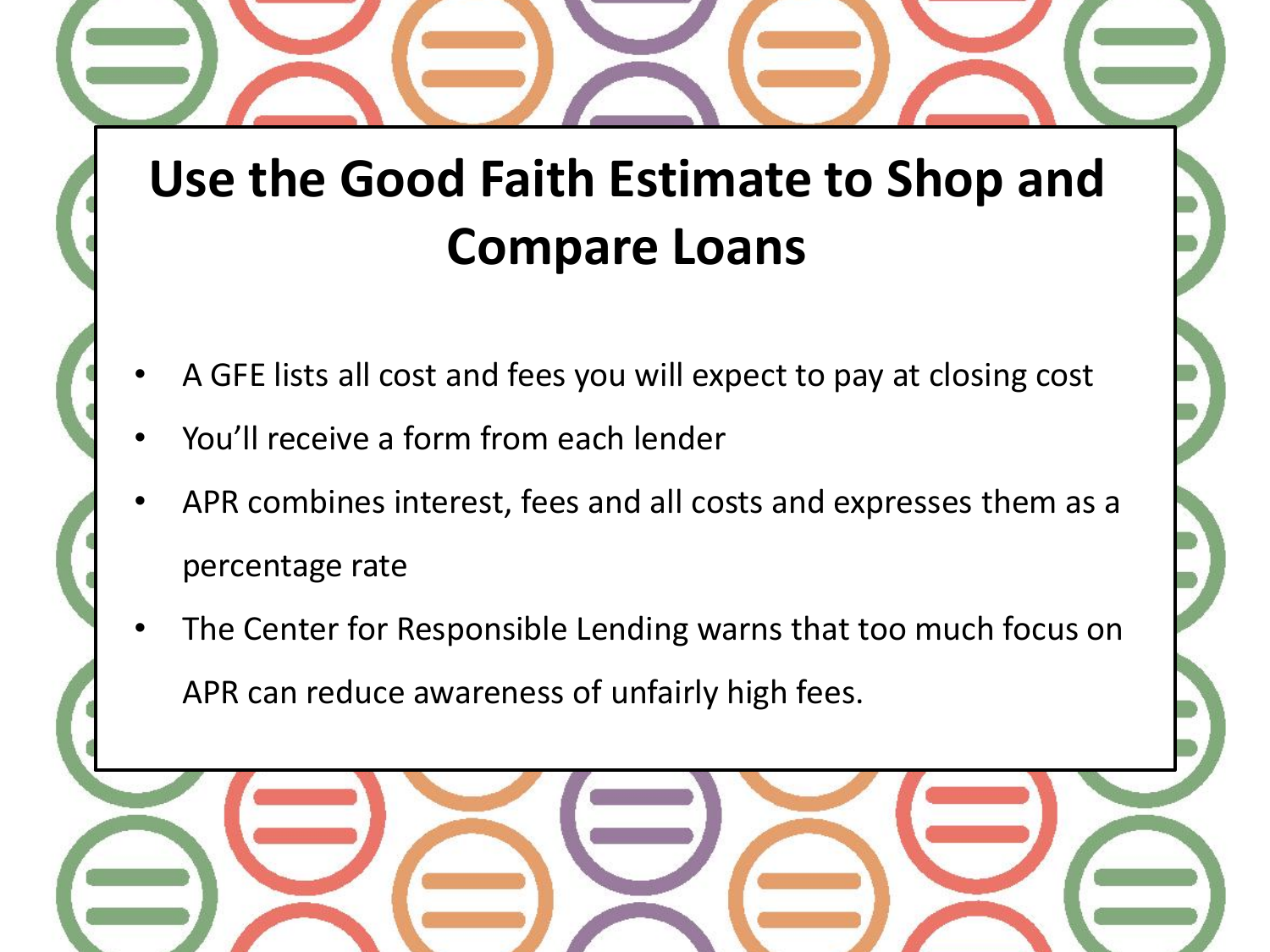# Use the Good Faith Estimate to Shop and Compare Loans

- A GFE lists all cost and fees you will expect to pay at closing cost
- You'll receive a form from each lender
- APR combines interest, fees and all costs and expresses them as a percentage rate
- The Center for Responsible Lending warns that too much focus on APR can reduce awareness of unfairly high fees.